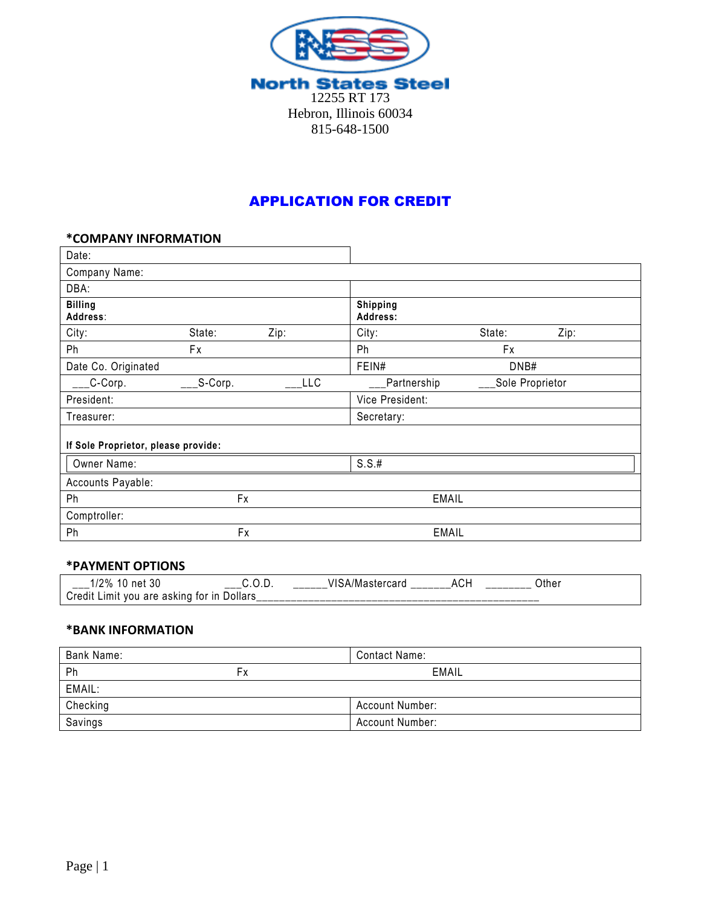North States Steel

12255 RT 173

Hebron, Illinois 60034

815-648-1500

# APPLICATION FOR CREDIT

## *COMPANY INFORMATION

| | | | | | |
|---|---|---|---|---|---|
| Date: | | | | | |
| Company Name: | | | | | |
| DBA: | | | | | |
| **Billing Address:** | | | **Shipping Address:** | | |
| City: | State: | Zip: | City: | State: | Zip: |
| Ph | Fx | | Ph | Fx | |
| Date Co. Originated | | | FEIN# | DNB# | |
| ___C-Corp. | ___S-Corp. | ___LLC | ___Partnership | ___Sole Proprietor | |
| President: | | | Vice President: | | |
| Treasurer: | | | Secretary: | | |
| **If Sole Proprietor, please provide:** | | | | | |
| Owner Name: | | | S.S.# | | |
| Accounts Payable: | | | | | |
| Ph | Fx | | EMAIL | | |
| Comptroller: | | | | | |
| Ph | Fx | | EMAIL | | |

## *PAYMENT OPTIONS

___1/2% 10 net 30 ___C.O.D. ______VISA/Mastercard _______ACH ________ Other

Credit Limit you are asking for in Dollars_______________________________________________

## *BANK INFORMATION

| | | |
|---|---|---|
| Bank Name: | | Contact Name: |
| Ph | Fx | EMAIL |
| EMAIL: | | |
| Checking | | Account Number: |
| Savings | | Account Number: |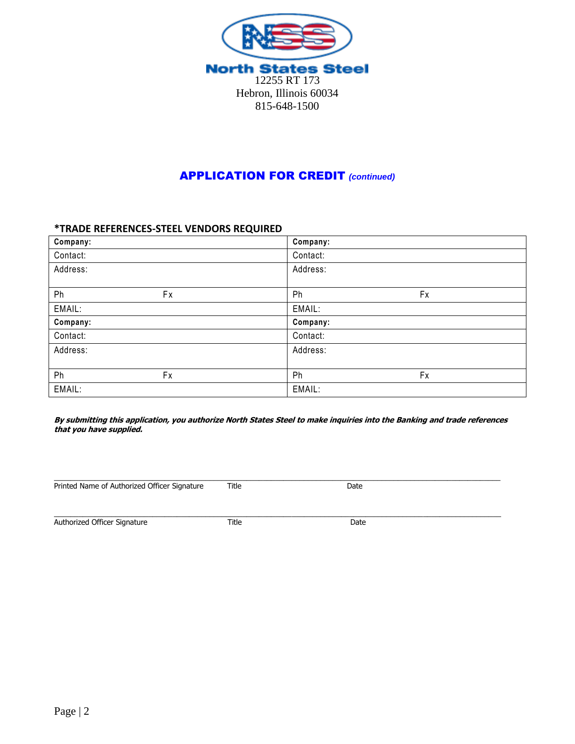**North States Steel**
12255 RT 173
Hebron, Illinois 60034
815-648-1500

## APPLICATION FOR CREDIT *(continued)*

### *TRADE REFERENCES-STEEL VENDORS REQUIRED

| | | | |
|---|---|---|---|
| **Company:** | | **Company:** | |
| Contact: | | Contact: | |
| Address: | | Address: | |
| Ph | Fx | Ph | Fx |
| EMAIL: | | EMAIL: | |
| **Company:** | | **Company:** | |
| Contact: | | Contact: | |
| Address: | | Address: | |
| Ph | Fx | Ph | Fx |
| EMAIL: | | EMAIL: | |

***By submitting this application, you authorize North States Steel to make inquiries into the Banking and trade references that you have supplied.***

\_\_\_\_\_\_\_\_\_\_\_\_\_\_\_\_\_\_\_\_\_\_\_\_\_\_\_\_\_\_\_\_\_\_\_\_\_\_\_\_\_\_\_\_\_\_\_\_\_\_\_\_\_\_\_\_\_\_\_\_\_\_\_\_\_\_\_\_\_\_\_\_\_\_\_\_\_\_\_\_\_\_

Printed Name of Authorized Officer Signature    Title    Date

\_\_\_\_\_\_\_\_\_\_\_\_\_\_\_\_\_\_\_\_\_\_\_\_\_\_\_\_\_\_\_\_\_\_\_\_\_\_\_\_\_\_\_\_\_\_\_\_\_\_\_\_\_\_\_\_\_\_\_\_\_\_\_\_\_\_\_\_\_\_\_\_\_\_\_\_\_\_\_\_\_\_

Authorized Officer Signature    Title    Date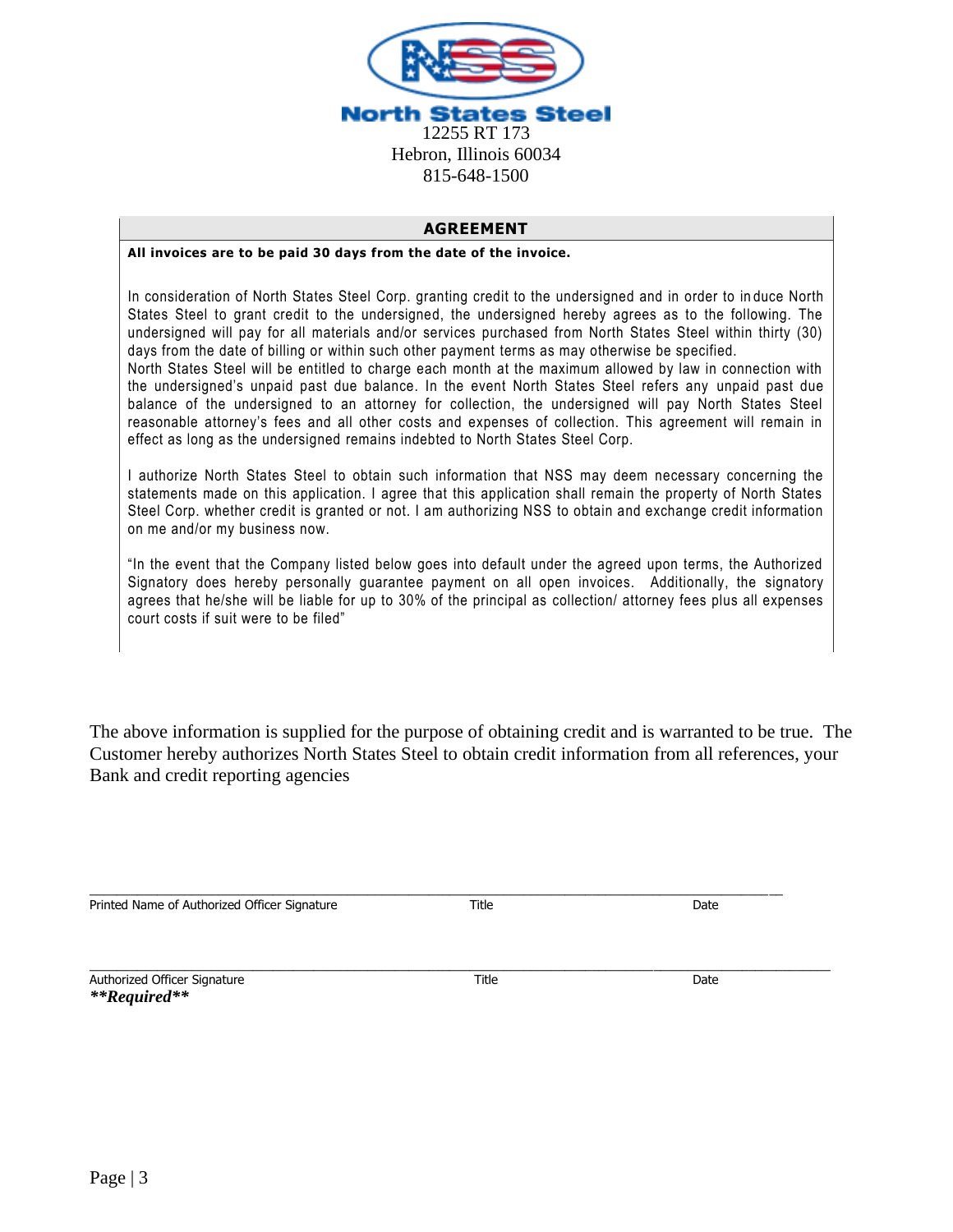**North States Steel**

12255 RT 173

Hebron, Illinois 60034

815-648-1500

## AGREEMENT

**All invoices are to be paid 30 days from the date of the invoice.**

In consideration of North States Steel Corp. granting credit to the undersigned and in order to induce North States Steel to grant credit to the undersigned, the undersigned hereby agrees as to the following. The undersigned will pay for all materials and/or services purchased from North States Steel within thirty (30) days from the date of billing or within such other payment terms as may otherwise be specified.

North States Steel will be entitled to charge each month at the maximum allowed by law in connection with the undersigned's unpaid past due balance. In the event North States Steel refers any unpaid past due balance of the undersigned to an attorney for collection, the undersigned will pay North States Steel reasonable attorney's fees and all other costs and expenses of collection. This agreement will remain in effect as long as the undersigned remains indebted to North States Steel Corp.

I authorize North States Steel to obtain such information that NSS may deem necessary concerning the statements made on this application. I agree that this application shall remain the property of North States Steel Corp. whether credit is granted or not. I am authorizing NSS to obtain and exchange credit information on me and/or my business now.

"In the event that the Company listed below goes into default under the agreed upon terms, the Authorized Signatory does hereby personally guarantee payment on all open invoices. Additionally, the signatory agrees that he/she will be liable for up to 30% of the principal as collection/ attorney fees plus all expenses court costs if suit were to be filed"

The above information is supplied for the purpose of obtaining credit and is warranted to be true. The Customer hereby authorizes North States Steel to obtain credit information from all references, your Bank and credit reporting agencies

\_\_\_\_\_\_\_\_\_\_\_\_\_\_\_\_\_\_\_\_\_\_\_\_\_\_\_\_\_\_\_\_\_\_\_\_\_\_\_\_\_\_\_\_\_\_\_\_\_\_\_\_\_\_\_\_\_\_\_\_\_\_\_\_\_\_\_\_\_\_\_\_

Printed Name of Authorized Officer Signature | Title | Date

\_\_\_\_\_\_\_\_\_\_\_\_\_\_\_\_\_\_\_\_\_\_\_\_\_\_\_\_\_\_\_\_\_\_\_\_\_\_\_\_\_\_\_\_\_\_\_\_\_\_\_\_\_\_\_\_\_\_\_\_\_\_\_\_\_\_\_\_\_\_\_\_

Authorized Officer Signature | Title | Date

***\*\*Required\*\****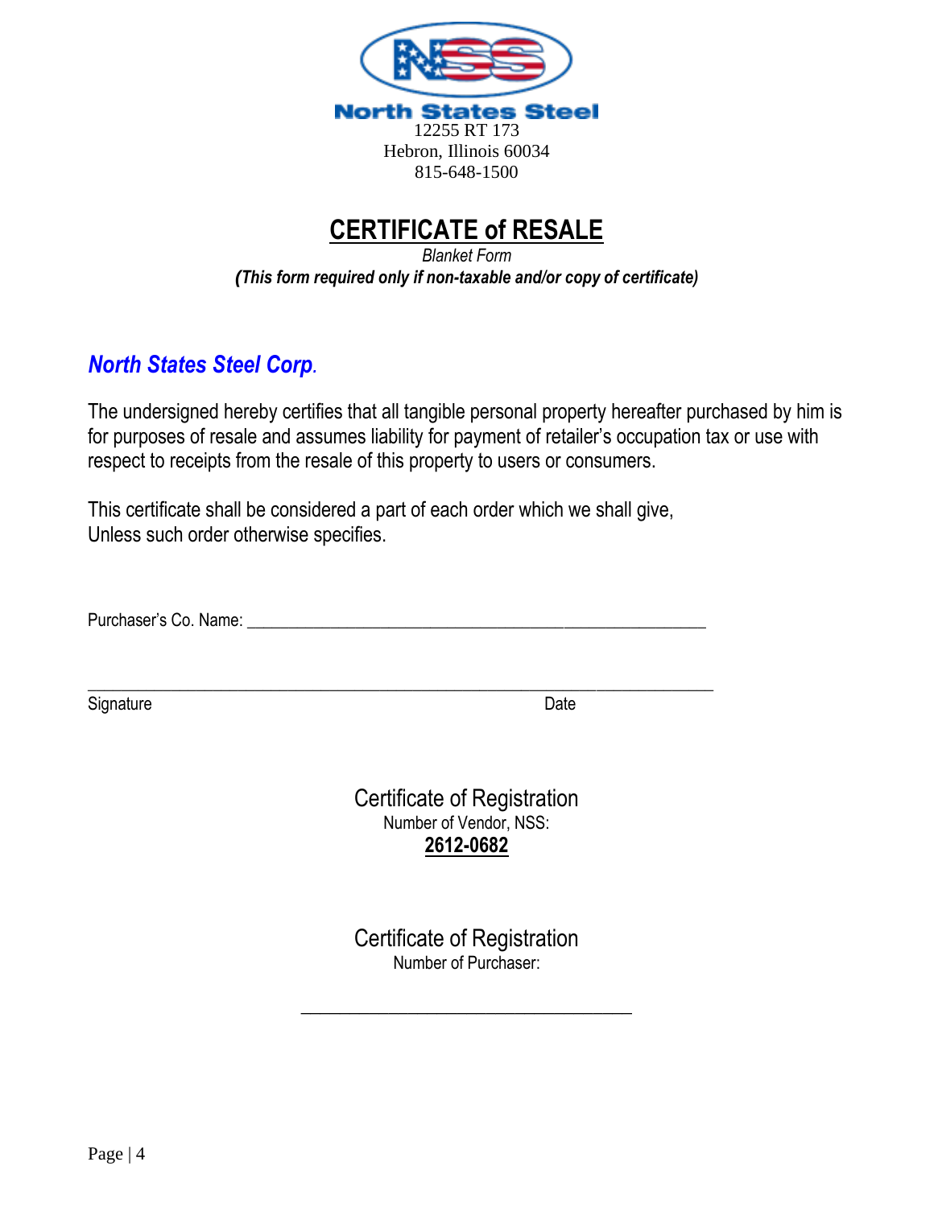**North States Steel**

12255 RT 173
Hebron, Illinois 60034
815-648-1500

# CERTIFICATE of RESALE

*Blanket Form*

***(This form required only if non-taxable and/or copy of certificate)***

## *North States Steel Corp.*

The undersigned hereby certifies that all tangible personal property hereafter purchased by him is for purposes of resale and assumes liability for payment of retailer's occupation tax or use with respect to receipts from the resale of this property to users or consumers.

This certificate shall be considered a part of each order which we shall give,
Unless such order otherwise specifies.

Purchaser's Co. Name: ________________________________________________

______________________________________________________________________

Signature                                                                 Date

Certificate of Registration
Number of Vendor, NSS:
**2612-0682**

Certificate of Registration
Number of Purchaser:

___________________________________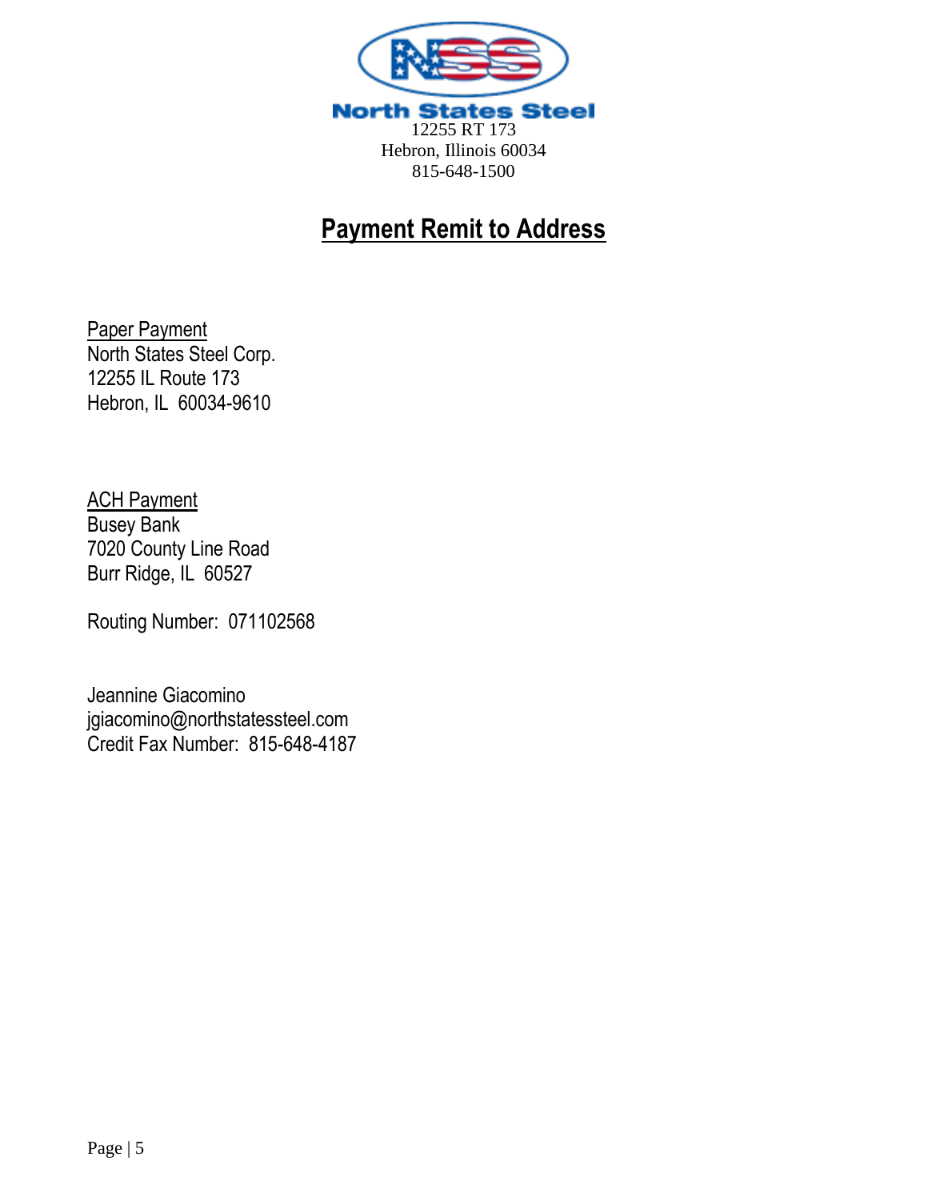North States Steel
12255 RT 173
Hebron, Illinois 60034
815-648-1500

# Payment Remit to Address

Paper Payment
North States Steel Corp.
12255 IL Route 173
Hebron, IL  60034-9610

ACH Payment
Busey Bank
7020 County Line Road
Burr Ridge, IL  60527

Routing Number:  071102568

Jeannine Giacomino
jgiacomino@northstatessteel.com
Credit Fax Number:  815-648-4187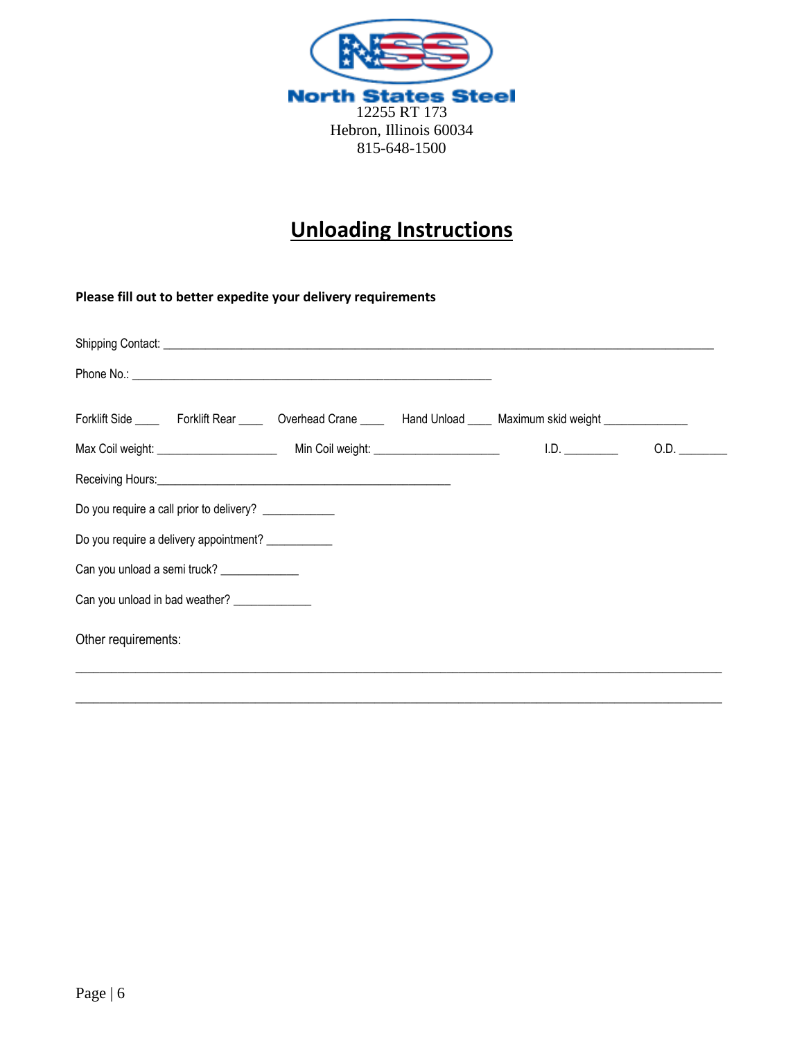North States Steel
12255 RT 173
Hebron, Illinois 60034
815-648-1500

# Unloading Instructions

**Please fill out to better expedite your delivery requirements**

Shipping Contact: ____________________________________________________________________________

Phone No.: ____________________________________________________________

Forklift Side ____ Forklift Rear ____ Overhead Crane ____ Hand Unload ____ Maximum skid weight ______________

Max Coil weight: ____________________ Min Coil weight: _____________________ I.D. _________ O.D. ________

Receiving Hours:_________________________________________________

Do you require a call prior to delivery? ____________

Do you require a delivery appointment? ___________

Can you unload a semi truck? _____________

Can you unload in bad weather? _____________

Other requirements:

____________________________________________________________________________________________

____________________________________________________________________________________________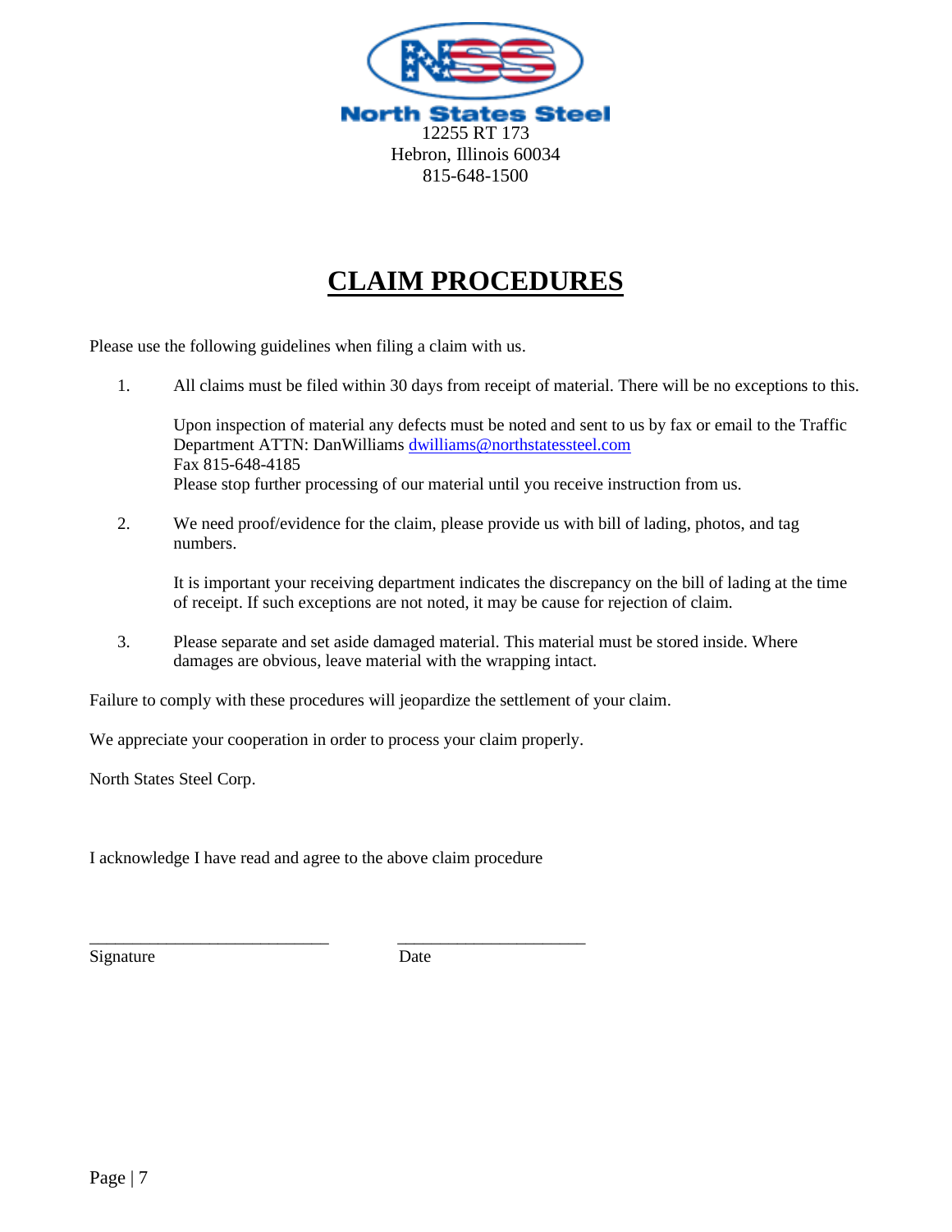**North States Steel**

12255 RT 173
Hebron, Illinois 60034
815-648-1500

# CLAIM PROCEDURES

Please use the following guidelines when filing a claim with us.

1. All claims must be filed within 30 days from receipt of material. There will be no exceptions to this.

   Upon inspection of material any defects must be noted and sent to us by fax or email to the Traffic Department ATTN: DanWilliams dwilliams@northstatessteel.com
   Fax 815-648-4185
   Please stop further processing of our material until you receive instruction from us.

2. We need proof/evidence for the claim, please provide us with bill of lading, photos, and tag numbers.

   It is important your receiving department indicates the discrepancy on the bill of lading at the time of receipt. If such exceptions are not noted, it may be cause for rejection of claim.

3. Please separate and set aside damaged material. This material must be stored inside. Where damages are obvious, leave material with the wrapping intact.

Failure to comply with these procedures will jeopardize the settlement of your claim.

We appreciate your cooperation in order to process your claim properly.

North States Steel Corp.

I acknowledge I have read and agree to the above claim procedure

\_\_\_\_\_\_\_\_\_\_\_\_\_\_\_\_\_\_\_\_\_\_\_\_\_\_\_\_ \_\_\_\_\_\_\_\_\_\_\_\_\_\_\_\_\_\_\_\_\_\_

Signature Date